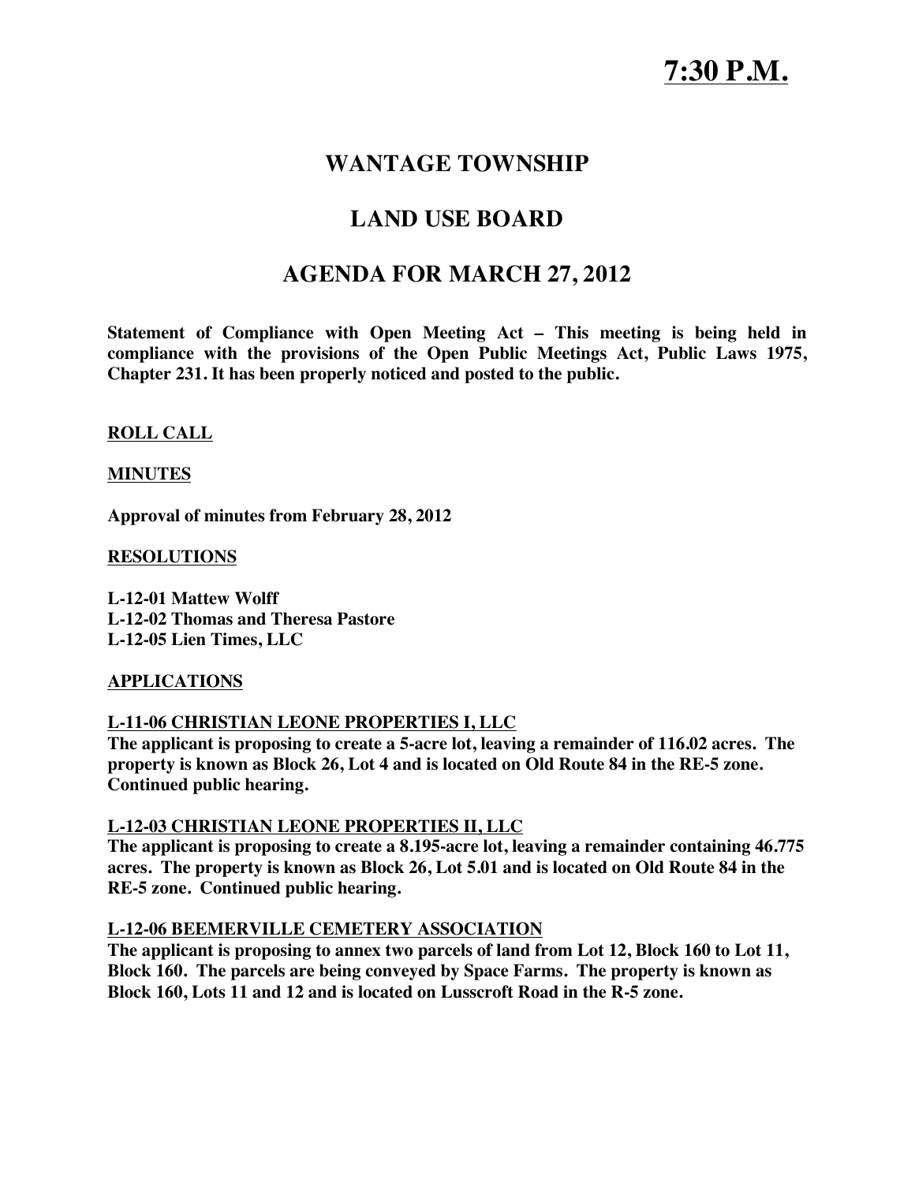# 7:30 P.M.

## WANTAGE TOWNSHIP

## LAND USE BOARD

## AGENDA FOR MARCH 27, 2012

**Statement of Compliance with Open Meeting Act – This meeting is being held in compliance with the provisions of the Open Public Meetings Act, Public Laws 1975, Chapter 231. It has been properly noticed and posted to the public.**

**ROLL CALL**

**MINUTES**

**Approval of minutes from February 28, 2012**

**RESOLUTIONS**

**L-12-01 Mattew Wolff**
**L-12-02 Thomas and Theresa Pastore**
**L-12-05 Lien Times, LLC**

**APPLICATIONS**

**L-11-06 CHRISTIAN LEONE PROPERTIES I, LLC**
**The applicant is proposing to create a 5-acre lot, leaving a remainder of 116.02 acres. The property is known as Block 26, Lot 4 and is located on Old Route 84 in the RE-5 zone. Continued public hearing.**

**L-12-03 CHRISTIAN LEONE PROPERTIES II, LLC**
**The applicant is proposing to create a 8.195-acre lot, leaving a remainder containing 46.775 acres. The property is known as Block 26, Lot 5.01 and is located on Old Route 84 in the RE-5 zone. Continued public hearing.**

**L-12-06 BEEMERVILLE CEMETERY ASSOCIATION**
**The applicant is proposing to annex two parcels of land from Lot 12, Block 160 to Lot 11, Block 160. The parcels are being conveyed by Space Farms. The property is known as Block 160, Lots 11 and 12 and is located on Lusscroft Road in the R-5 zone.**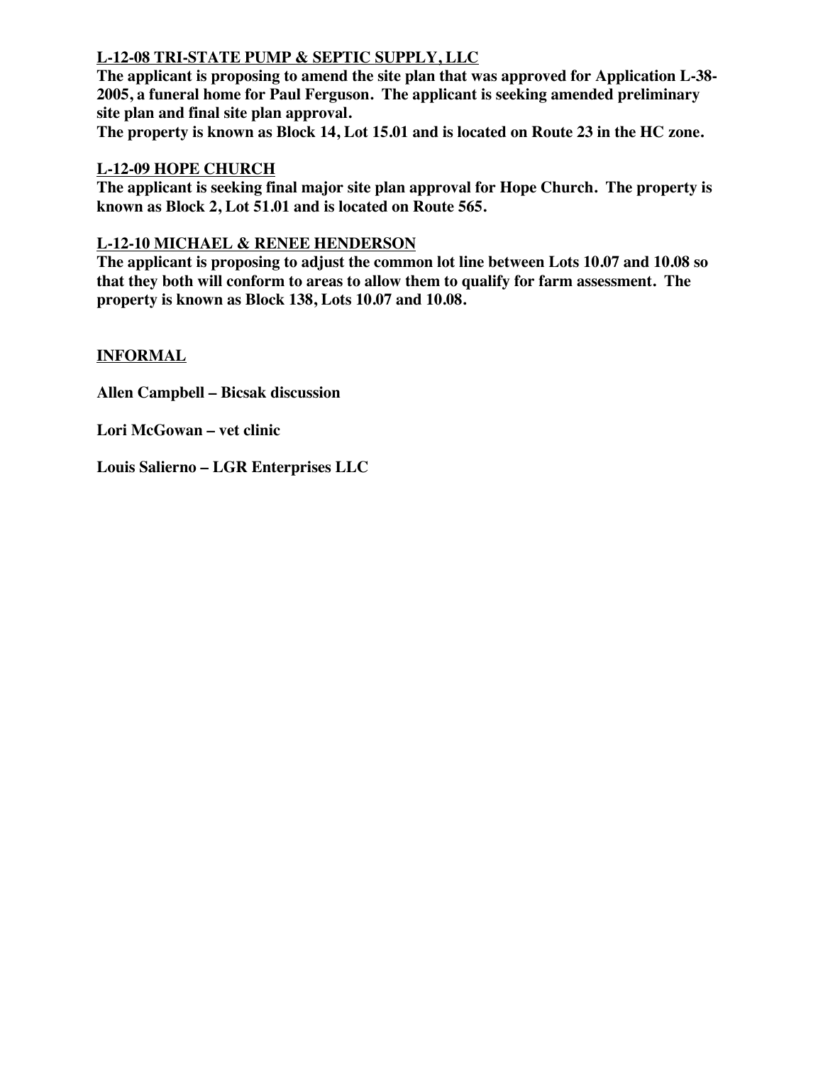**L-12-08 TRI-STATE PUMP & SEPTIC SUPPLY, LLC**

**The applicant is proposing to amend the site plan that was approved for Application L-38-2005, a funeral home for Paul Ferguson. The applicant is seeking amended preliminary site plan and final site plan approval.**

**The property is known as Block 14, Lot 15.01 and is located on Route 23 in the HC zone.**

**L-12-09 HOPE CHURCH**

**The applicant is seeking final major site plan approval for Hope Church. The property is known as Block 2, Lot 51.01 and is located on Route 565.**

**L-12-10 MICHAEL & RENEE HENDERSON**

**The applicant is proposing to adjust the common lot line between Lots 10.07 and 10.08 so that they both will conform to areas to allow them to qualify for farm assessment. The property is known as Block 138, Lots 10.07 and 10.08.**

**INFORMAL**

**Allen Campbell – Bicsak discussion**

**Lori McGowan – vet clinic**

**Louis Salierno – LGR Enterprises LLC**